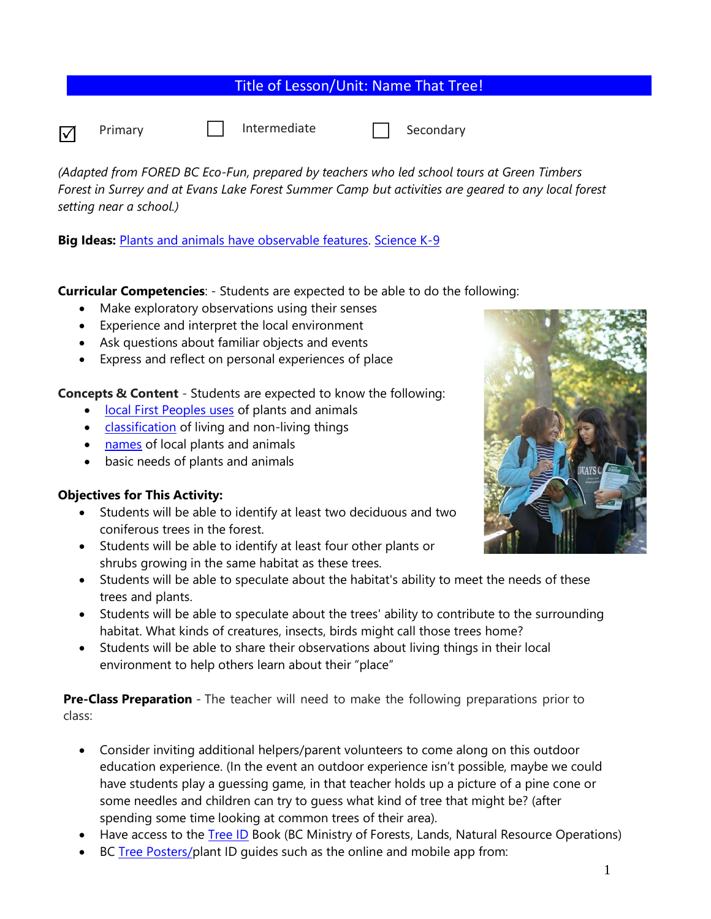# Title of Lesson/Unit: Name That Tree!

☑ Primary ☐ Intermediate ☐ Secondary

*(Adapted from FORED BC Eco-Fun, prepared by teachers who led school tours at Green Timbers Forest in Surrey and at Evans Lake Forest Summer Camp but activities are geared to any local forest setting near a school.)*

**Big Ideas:** Plants and animals have observable features. Science K-9

**Curricular Competencies**: - Students are expected to be able to do the following:

- Make exploratory observations using their senses
- Experience and interpret the local environment
- Ask questions about familiar objects and events
- Express and reflect on personal experiences of place

**Concepts & Content** - Students are expected to know the following:

- local First Peoples uses of plants and animals
- classification of living and non-living things
- names of local plants and animals
- basic needs of plants and animals

**Objectives for This Activity:**

- Students will be able to identify at least two deciduous and two coniferous trees in the forest.
- Students will be able to identify at least four other plants or shrubs growing in the same habitat as these trees.
- Students will be able to speculate about the habitat's ability to meet the needs of these trees and plants.
- Students will be able to speculate about the trees' ability to contribute to the surrounding habitat. What kinds of creatures, insects, birds might call those trees home?
- Students will be able to share their observations about living things in their local environment to help others learn about their "place"

**Pre-Class Preparation** - The teacher will need to make the following preparations prior to class:

- Consider inviting additional helpers/parent volunteers to come along on this outdoor education experience. (In the event an outdoor experience isn't possible, maybe we could have students play a guessing game, in that teacher holds up a picture of a pine cone or some needles and children can try to guess what kind of tree that might be? (after spending some time looking at common trees of their area).
- Have access to the Tree ID Book (BC Ministry of Forests, Lands, Natural Resource Operations)
- BC Tree Posters/plant ID guides such as the online and mobile app from: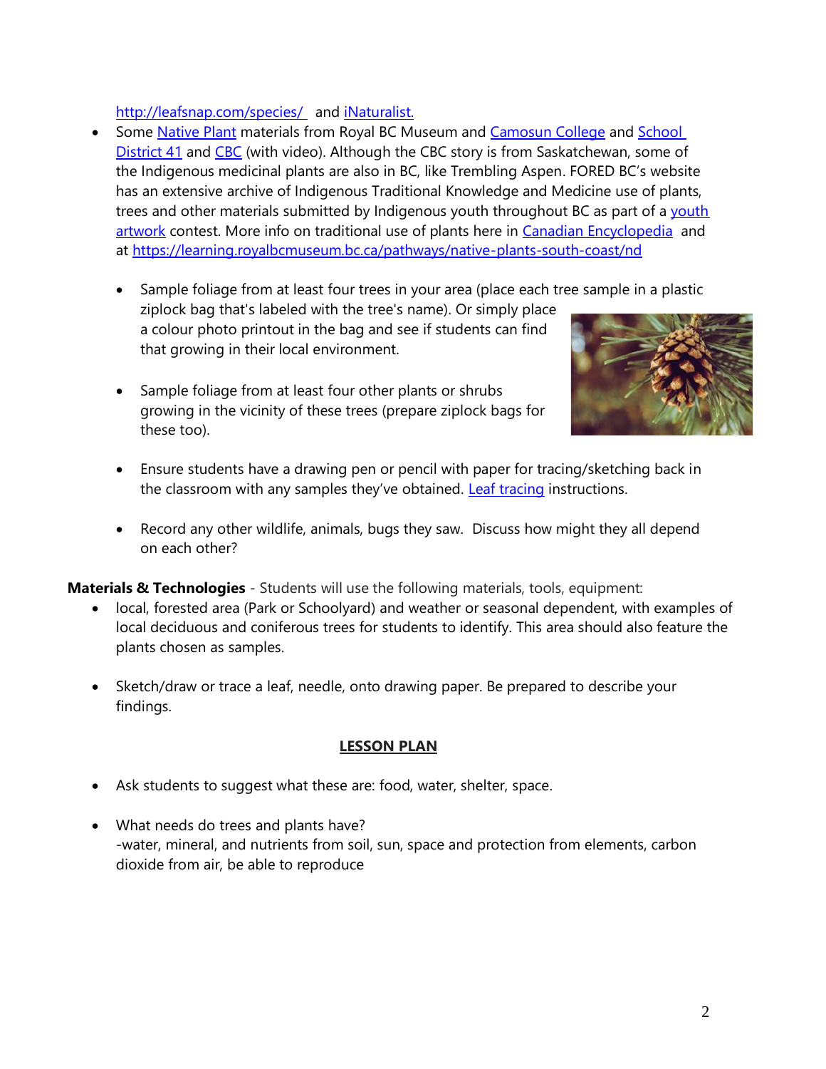http://leafsnap.com/species/ and iNaturalist.

- Some Native Plant materials from Royal BC Museum and Camosun College and School District 41 and CBC (with video). Although the CBC story is from Saskatchewan, some of the Indigenous medicinal plants are also in BC, like Trembling Aspen. FORED BC's website has an extensive archive of Indigenous Traditional Knowledge and Medicine use of plants, trees and other materials submitted by Indigenous youth throughout BC as part of a youth artwork contest. More info on traditional use of plants here in Canadian Encyclopedia and at https://learning.royalbcmuseum.bc.ca/pathways/native-plants-south-coast/nd

  - Sample foliage from at least four trees in your area (place each tree sample in a plastic ziplock bag that's labeled with the tree's name). Or simply place a colour photo printout in the bag and see if students can find that growing in their local environment.

  - Sample foliage from at least four other plants or shrubs growing in the vicinity of these trees (prepare ziplock bags for these too).

  - Ensure students have a drawing pen or pencil with paper for tracing/sketching back in the classroom with any samples they've obtained. Leaf tracing instructions.

  - Record any other wildlife, animals, bugs they saw. Discuss how might they all depend on each other?

**Materials & Technologies** - Students will use the following materials, tools, equipment:

- local, forested area (Park or Schoolyard) and weather or seasonal dependent, with examples of local deciduous and coniferous trees for students to identify. This area should also feature the plants chosen as samples.

- Sketch/draw or trace a leaf, needle, onto drawing paper. Be prepared to describe your findings.

## LESSON PLAN

- Ask students to suggest what these are: food, water, shelter, space.

- What needs do trees and plants have?
  -water, mineral, and nutrients from soil, sun, space and protection from elements, carbon dioxide from air, be able to reproduce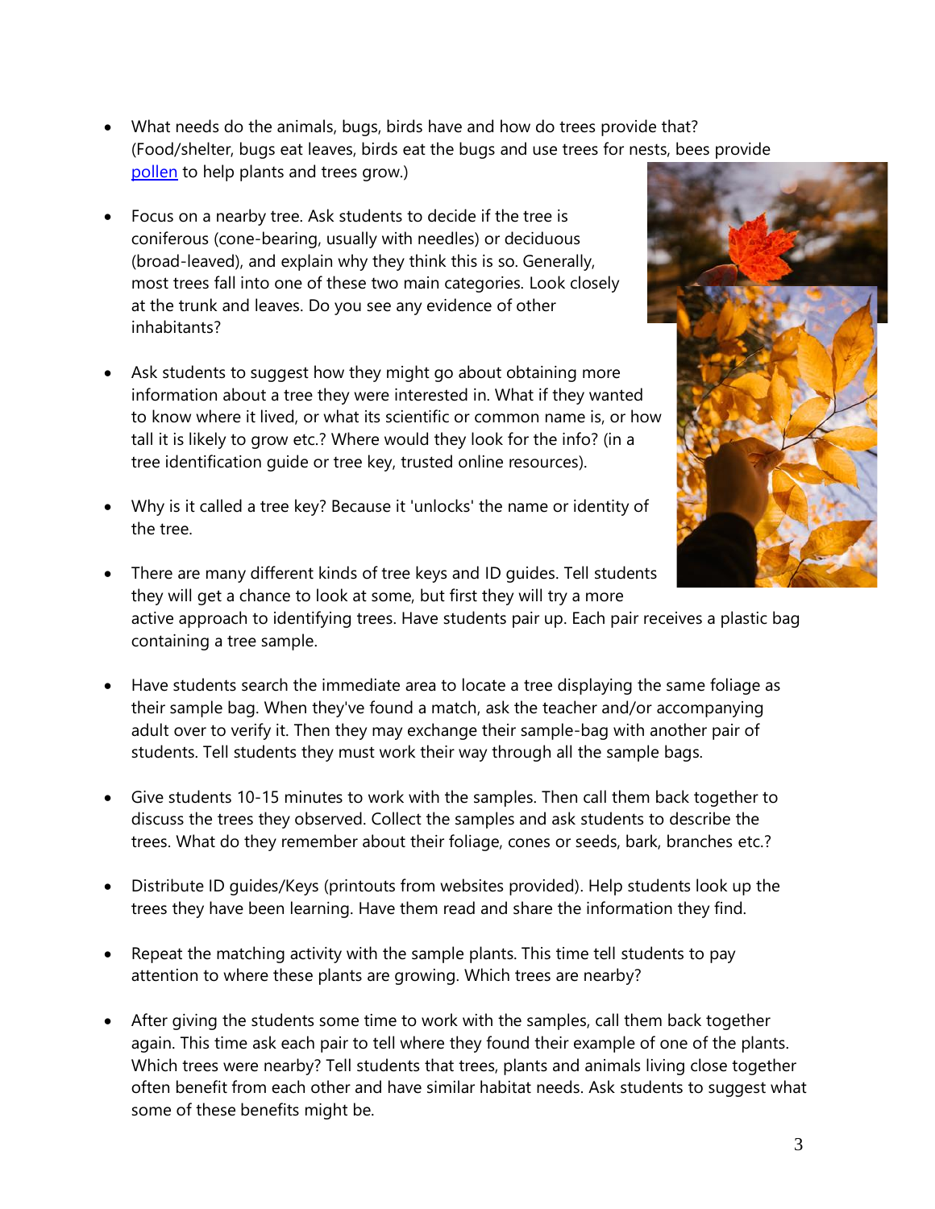- What needs do the animals, bugs, birds have and how do trees provide that? (Food/shelter, bugs eat leaves, birds eat the bugs and use trees for nests, bees provide [pollen](pollen) to help plants and trees grow.)

- Focus on a nearby tree. Ask students to decide if the tree is coniferous (cone-bearing, usually with needles) or deciduous (broad-leaved), and explain why they think this is so. Generally, most trees fall into one of these two main categories. Look closely at the trunk and leaves. Do you see any evidence of other inhabitants?

- Ask students to suggest how they might go about obtaining more information about a tree they were interested in. What if they wanted to know where it lived, or what its scientific or common name is, or how tall it is likely to grow etc.? Where would they look for the info? (in a tree identification guide or tree key, trusted online resources).

- Why is it called a tree key? Because it 'unlocks' the name or identity of the tree.

- There are many different kinds of tree keys and ID guides. Tell students they will get a chance to look at some, but first they will try a more active approach to identifying trees. Have students pair up. Each pair receives a plastic bag containing a tree sample.

- Have students search the immediate area to locate a tree displaying the same foliage as their sample bag. When they've found a match, ask the teacher and/or accompanying adult over to verify it. Then they may exchange their sample-bag with another pair of students. Tell students they must work their way through all the sample bags.

- Give students 10-15 minutes to work with the samples. Then call them back together to discuss the trees they observed. Collect the samples and ask students to describe the trees. What do they remember about their foliage, cones or seeds, bark, branches etc.?

- Distribute ID guides/Keys (printouts from websites provided). Help students look up the trees they have been learning. Have them read and share the information they find.

- Repeat the matching activity with the sample plants. This time tell students to pay attention to where these plants are growing. Which trees are nearby?

- After giving the students some time to work with the samples, call them back together again. This time ask each pair to tell where they found their example of one of the plants. Which trees were nearby? Tell students that trees, plants and animals living close together often benefit from each other and have similar habitat needs. Ask students to suggest what some of these benefits might be.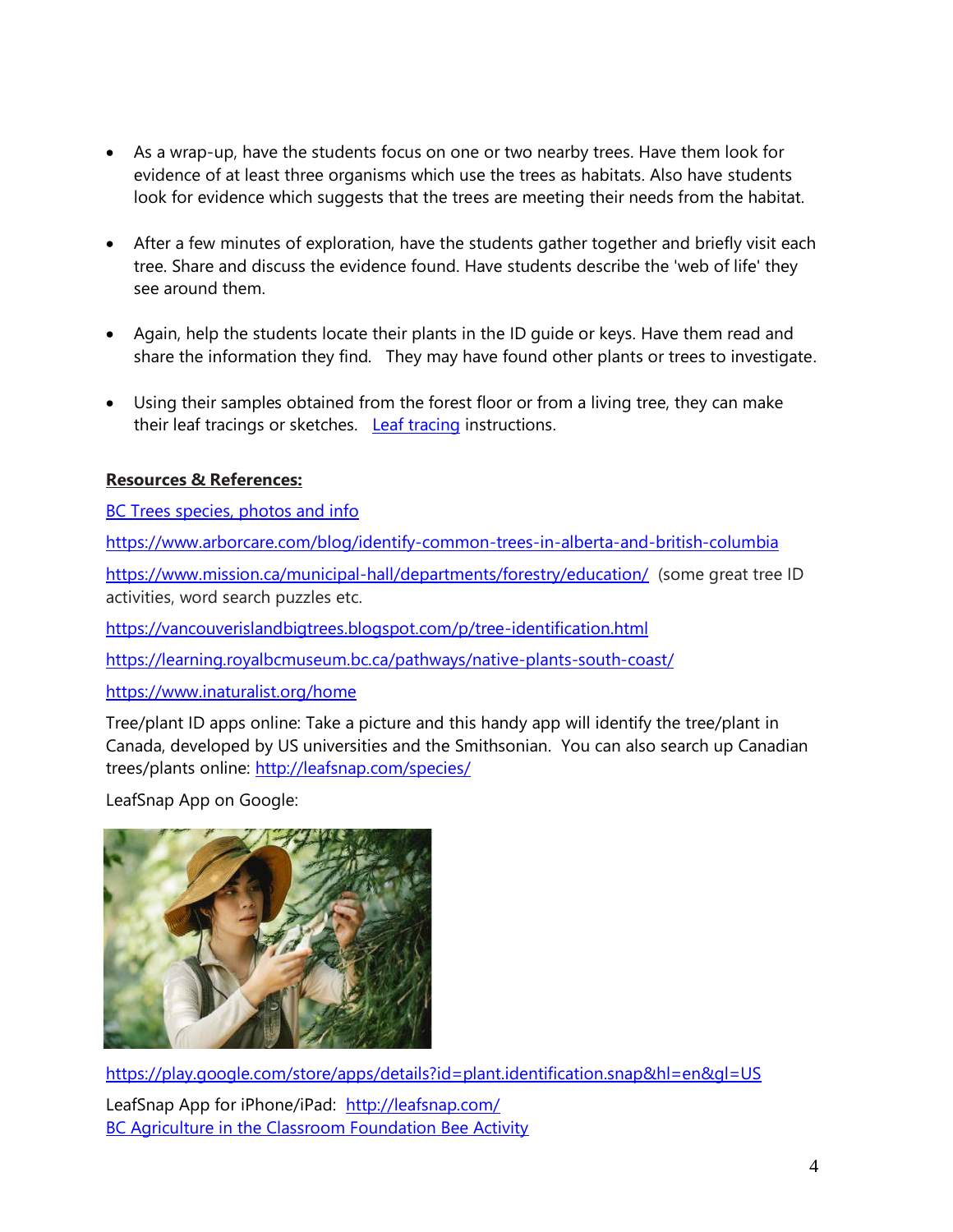- As a wrap-up, have the students focus on one or two nearby trees. Have them look for evidence of at least three organisms which use the trees as habitats. Also have students look for evidence which suggests that the trees are meeting their needs from the habitat.

- After a few minutes of exploration, have the students gather together and briefly visit each tree. Share and discuss the evidence found. Have students describe the 'web of life' they see around them.

- Again, help the students locate their plants in the ID guide or keys. Have them read and share the information they find. They may have found other plants or trees to investigate.

- Using their samples obtained from the forest floor or from a living tree, they can make their leaf tracings or sketches. Leaf tracing instructions.

**Resources & References:**

BC Trees species, photos and info

https://www.arborcare.com/blog/identify-common-trees-in-alberta-and-british-columbia

https://www.mission.ca/municipal-hall/departments/forestry/education/ (some great tree ID activities, word search puzzles etc.

https://vancouverislandbigtrees.blogspot.com/p/tree-identification.html

https://learning.royalbcmuseum.bc.ca/pathways/native-plants-south-coast/

https://www.inaturalist.org/home

Tree/plant ID apps online: Take a picture and this handy app will identify the tree/plant in Canada, developed by US universities and the Smithsonian. You can also search up Canadian trees/plants online: http://leafsnap.com/species/

LeafSnap App on Google:

https://play.google.com/store/apps/details?id=plant.identification.snap&hl=en&gl=US

LeafSnap App for iPhone/iPad: http://leafsnap.com/

BC Agriculture in the Classroom Foundation Bee Activity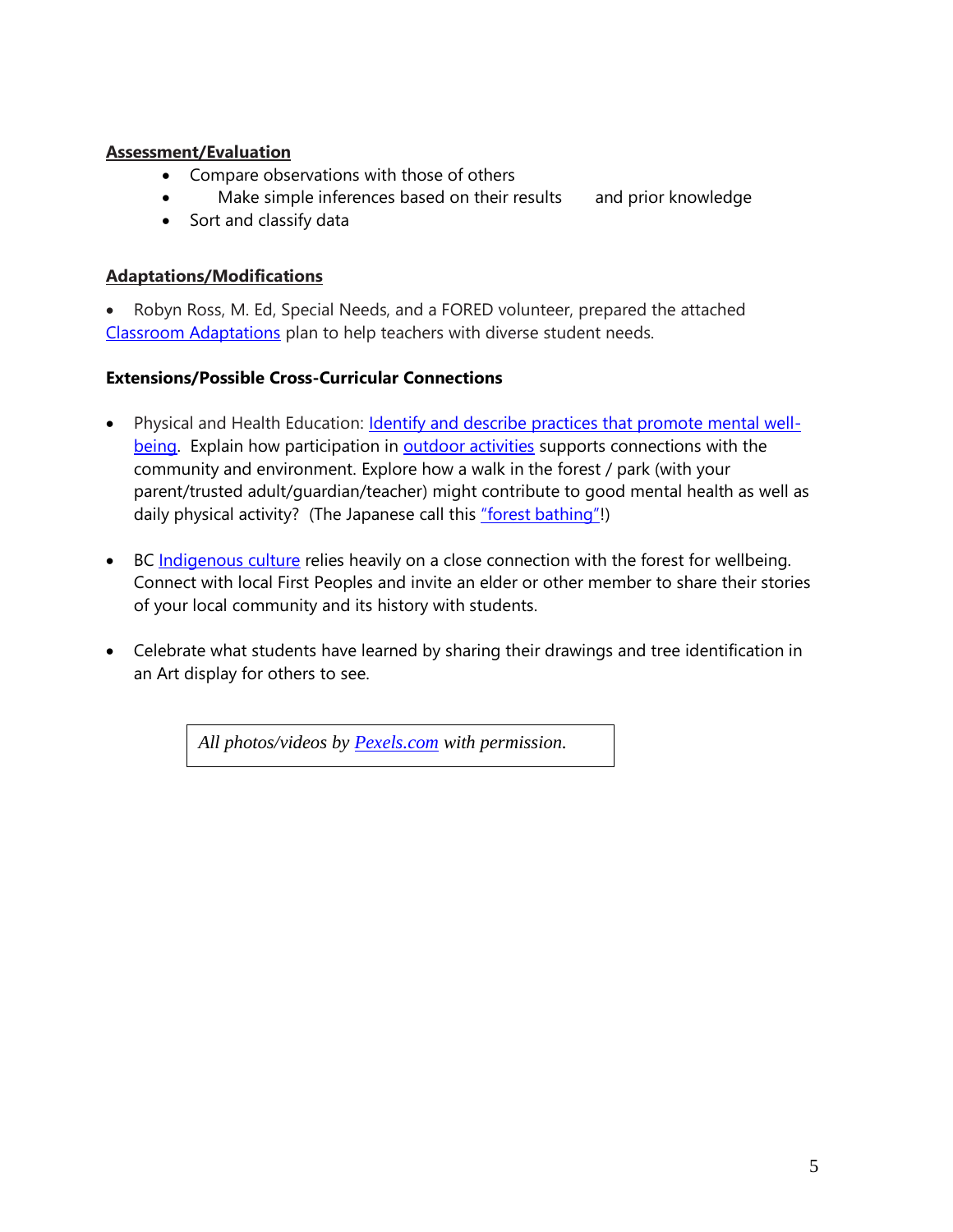**<u>Assessment/Evaluation</u>**

- Compare observations with those of others
- Make simple inferences based on their results and prior knowledge
- Sort and classify data

**<u>Adaptations/Modifications</u>**

- Robyn Ross, M. Ed, Special Needs, and a FORED volunteer, prepared the attached Classroom Adaptations plan to help teachers with diverse student needs.

**Extensions/Possible Cross-Curricular Connections**

- Physical and Health Education: Identify and describe practices that promote mental well-being. Explain how participation in outdoor activities supports connections with the community and environment. Explore how a walk in the forest / park (with your parent/trusted adult/guardian/teacher) might contribute to good mental health as well as daily physical activity? (The Japanese call this "forest bathing"!)

- BC Indigenous culture relies heavily on a close connection with the forest for wellbeing. Connect with local First Peoples and invite an elder or other member to share their stories of your local community and its history with students.

- Celebrate what students have learned by sharing their drawings and tree identification in an Art display for others to see.

*All photos/videos by Pexels.com with permission.*